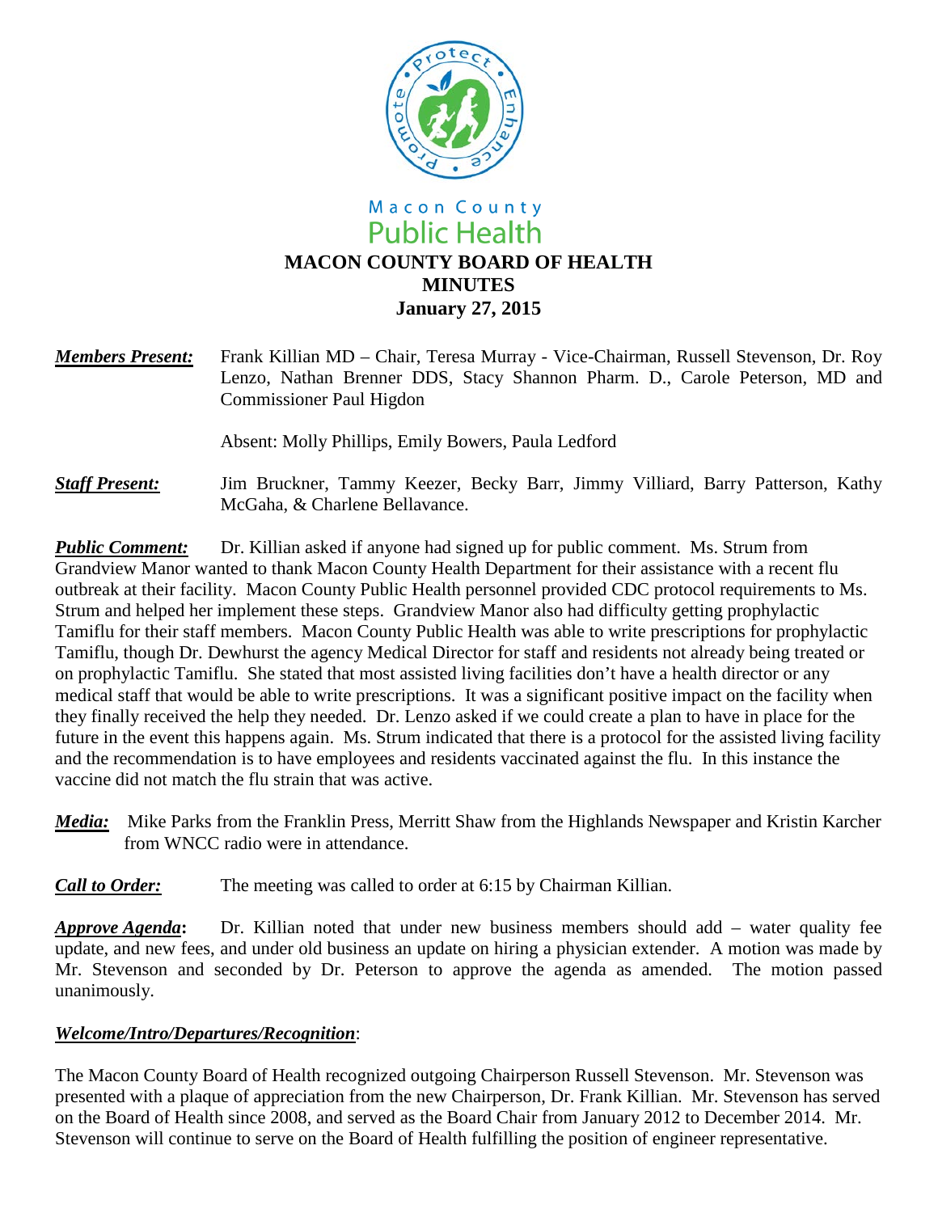Macon County
Public Health

# MACON COUNTY BOARD OF HEALTH
## MINUTES
### January 27, 2015

***Members Present:*** Frank Killian MD – Chair, Teresa Murray - Vice-Chairman, Russell Stevenson, Dr. Roy Lenzo, Nathan Brenner DDS, Stacy Shannon Pharm. D., Carole Peterson, MD and Commissioner Paul Higdon

Absent: Molly Phillips, Emily Bowers, Paula Ledford

***Staff Present:*** Jim Bruckner, Tammy Keezer, Becky Barr, Jimmy Villiard, Barry Patterson, Kathy McGaha, & Charlene Bellavance.

***Public Comment:*** Dr. Killian asked if anyone had signed up for public comment. Ms. Strum from Grandview Manor wanted to thank Macon County Health Department for their assistance with a recent flu outbreak at their facility. Macon County Public Health personnel provided CDC protocol requirements to Ms. Strum and helped her implement these steps. Grandview Manor also had difficulty getting prophylactic Tamiflu for their staff members. Macon County Public Health was able to write prescriptions for prophylactic Tamiflu, though Dr. Dewhurst the agency Medical Director for staff and residents not already being treated or on prophylactic Tamiflu. She stated that most assisted living facilities don't have a health director or any medical staff that would be able to write prescriptions. It was a significant positive impact on the facility when they finally received the help they needed. Dr. Lenzo asked if we could create a plan to have in place for the future in the event this happens again. Ms. Strum indicated that there is a protocol for the assisted living facility and the recommendation is to have employees and residents vaccinated against the flu. In this instance the vaccine did not match the flu strain that was active.

***Media:*** Mike Parks from the Franklin Press, Merritt Shaw from the Highlands Newspaper and Kristin Karcher from WNCC radio were in attendance.

***Call to Order:*** The meeting was called to order at 6:15 by Chairman Killian.

***Approve Agenda*:** Dr. Killian noted that under new business members should add – water quality fee update, and new fees, and under old business an update on hiring a physician extender. A motion was made by Mr. Stevenson and seconded by Dr. Peterson to approve the agenda as amended. The motion passed unanimously.

***Welcome/Intro/Departures/Recognition***:

The Macon County Board of Health recognized outgoing Chairperson Russell Stevenson. Mr. Stevenson was presented with a plaque of appreciation from the new Chairperson, Dr. Frank Killian. Mr. Stevenson has served on the Board of Health since 2008, and served as the Board Chair from January 2012 to December 2014. Mr. Stevenson will continue to serve on the Board of Health fulfilling the position of engineer representative.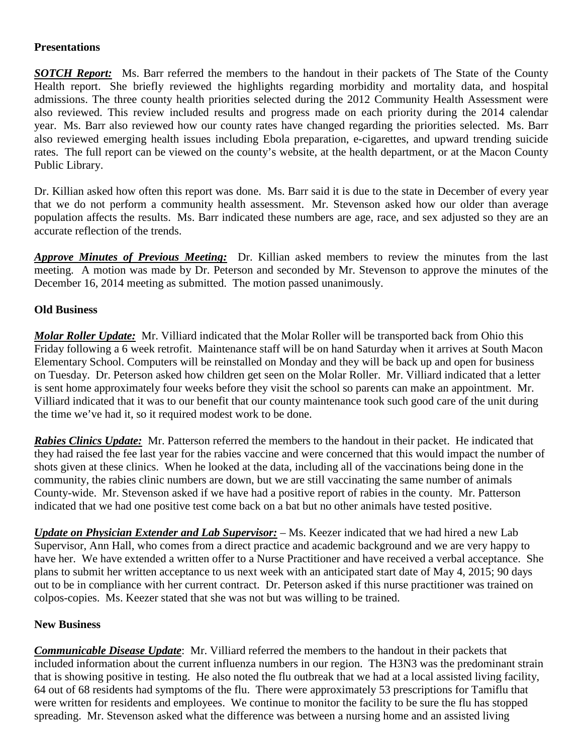**Presentations**

***SOTCH Report:*** Ms. Barr referred the members to the handout in their packets of The State of the County Health report. She briefly reviewed the highlights regarding morbidity and mortality data, and hospital admissions. The three county health priorities selected during the 2012 Community Health Assessment were also reviewed. This review included results and progress made on each priority during the 2014 calendar year. Ms. Barr also reviewed how our county rates have changed regarding the priorities selected. Ms. Barr also reviewed emerging health issues including Ebola preparation, e-cigarettes, and upward trending suicide rates. The full report can be viewed on the county's website, at the health department, or at the Macon County Public Library.

Dr. Killian asked how often this report was done. Ms. Barr said it is due to the state in December of every year that we do not perform a community health assessment. Mr. Stevenson asked how our older than average population affects the results. Ms. Barr indicated these numbers are age, race, and sex adjusted so they are an accurate reflection of the trends.

***Approve Minutes of Previous Meeting:*** Dr. Killian asked members to review the minutes from the last meeting. A motion was made by Dr. Peterson and seconded by Mr. Stevenson to approve the minutes of the December 16, 2014 meeting as submitted. The motion passed unanimously.

**Old Business**

***Molar Roller Update:*** Mr. Villiard indicated that the Molar Roller will be transported back from Ohio this Friday following a 6 week retrofit. Maintenance staff will be on hand Saturday when it arrives at South Macon Elementary School. Computers will be reinstalled on Monday and they will be back up and open for business on Tuesday. Dr. Peterson asked how children get seen on the Molar Roller. Mr. Villiard indicated that a letter is sent home approximately four weeks before they visit the school so parents can make an appointment. Mr. Villiard indicated that it was to our benefit that our county maintenance took such good care of the unit during the time we've had it, so it required modest work to be done.

***Rabies Clinics Update:*** Mr. Patterson referred the members to the handout in their packet. He indicated that they had raised the fee last year for the rabies vaccine and were concerned that this would impact the number of shots given at these clinics. When he looked at the data, including all of the vaccinations being done in the community, the rabies clinic numbers are down, but we are still vaccinating the same number of animals County-wide. Mr. Stevenson asked if we have had a positive report of rabies in the county. Mr. Patterson indicated that we had one positive test come back on a bat but no other animals have tested positive.

***Update on Physician Extender and Lab Supervisor:*** – Ms. Keezer indicated that we had hired a new Lab Supervisor, Ann Hall, who comes from a direct practice and academic background and we are very happy to have her. We have extended a written offer to a Nurse Practitioner and have received a verbal acceptance. She plans to submit her written acceptance to us next week with an anticipated start date of May 4, 2015; 90 days out to be in compliance with her current contract. Dr. Peterson asked if this nurse practitioner was trained on colpos-copies. Ms. Keezer stated that she was not but was willing to be trained.

**New Business**

***Communicable Disease Update***: Mr. Villiard referred the members to the handout in their packets that included information about the current influenza numbers in our region. The H3N3 was the predominant strain that is showing positive in testing. He also noted the flu outbreak that we had at a local assisted living facility, 64 out of 68 residents had symptoms of the flu. There were approximately 53 prescriptions for Tamiflu that were written for residents and employees. We continue to monitor the facility to be sure the flu has stopped spreading. Mr. Stevenson asked what the difference was between a nursing home and an assisted living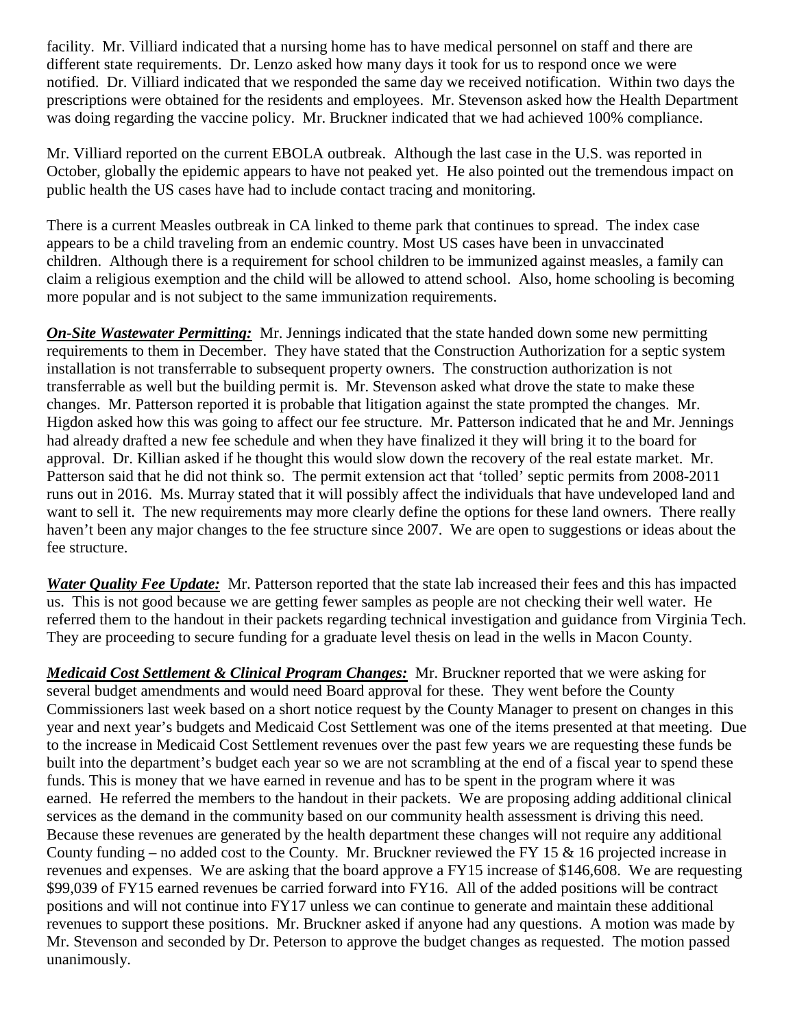facility. Mr. Villiard indicated that a nursing home has to have medical personnel on staff and there are different state requirements. Dr. Lenzo asked how many days it took for us to respond once we were notified. Dr. Villiard indicated that we responded the same day we received notification. Within two days the prescriptions were obtained for the residents and employees. Mr. Stevenson asked how the Health Department was doing regarding the vaccine policy. Mr. Bruckner indicated that we had achieved 100% compliance.

Mr. Villiard reported on the current EBOLA outbreak. Although the last case in the U.S. was reported in October, globally the epidemic appears to have not peaked yet. He also pointed out the tremendous impact on public health the US cases have had to include contact tracing and monitoring.

There is a current Measles outbreak in CA linked to theme park that continues to spread. The index case appears to be a child traveling from an endemic country. Most US cases have been in unvaccinated children. Although there is a requirement for school children to be immunized against measles, a family can claim a religious exemption and the child will be allowed to attend school. Also, home schooling is becoming more popular and is not subject to the same immunization requirements.

***On-Site Wastewater Permitting:*** Mr. Jennings indicated that the state handed down some new permitting requirements to them in December. They have stated that the Construction Authorization for a septic system installation is not transferrable to subsequent property owners. The construction authorization is not transferrable as well but the building permit is. Mr. Stevenson asked what drove the state to make these changes. Mr. Patterson reported it is probable that litigation against the state prompted the changes. Mr. Higdon asked how this was going to affect our fee structure. Mr. Patterson indicated that he and Mr. Jennings had already drafted a new fee schedule and when they have finalized it they will bring it to the board for approval. Dr. Killian asked if he thought this would slow down the recovery of the real estate market. Mr. Patterson said that he did not think so. The permit extension act that 'tolled' septic permits from 2008-2011 runs out in 2016. Ms. Murray stated that it will possibly affect the individuals that have undeveloped land and want to sell it. The new requirements may more clearly define the options for these land owners. There really haven't been any major changes to the fee structure since 2007. We are open to suggestions or ideas about the fee structure.

***Water Quality Fee Update:*** Mr. Patterson reported that the state lab increased their fees and this has impacted us. This is not good because we are getting fewer samples as people are not checking their well water. He referred them to the handout in their packets regarding technical investigation and guidance from Virginia Tech. They are proceeding to secure funding for a graduate level thesis on lead in the wells in Macon County.

***Medicaid Cost Settlement & Clinical Program Changes:*** Mr. Bruckner reported that we were asking for several budget amendments and would need Board approval for these. They went before the County Commissioners last week based on a short notice request by the County Manager to present on changes in this year and next year's budgets and Medicaid Cost Settlement was one of the items presented at that meeting. Due to the increase in Medicaid Cost Settlement revenues over the past few years we are requesting these funds be built into the department's budget each year so we are not scrambling at the end of a fiscal year to spend these funds. This is money that we have earned in revenue and has to be spent in the program where it was earned. He referred the members to the handout in their packets. We are proposing adding additional clinical services as the demand in the community based on our community health assessment is driving this need. Because these revenues are generated by the health department these changes will not require any additional County funding – no added cost to the County. Mr. Bruckner reviewed the FY 15 & 16 projected increase in revenues and expenses. We are asking that the board approve a FY15 increase of $146,608. We are requesting $99,039 of FY15 earned revenues be carried forward into FY16. All of the added positions will be contract positions and will not continue into FY17 unless we can continue to generate and maintain these additional revenues to support these positions. Mr. Bruckner asked if anyone had any questions. A motion was made by Mr. Stevenson and seconded by Dr. Peterson to approve the budget changes as requested. The motion passed unanimously.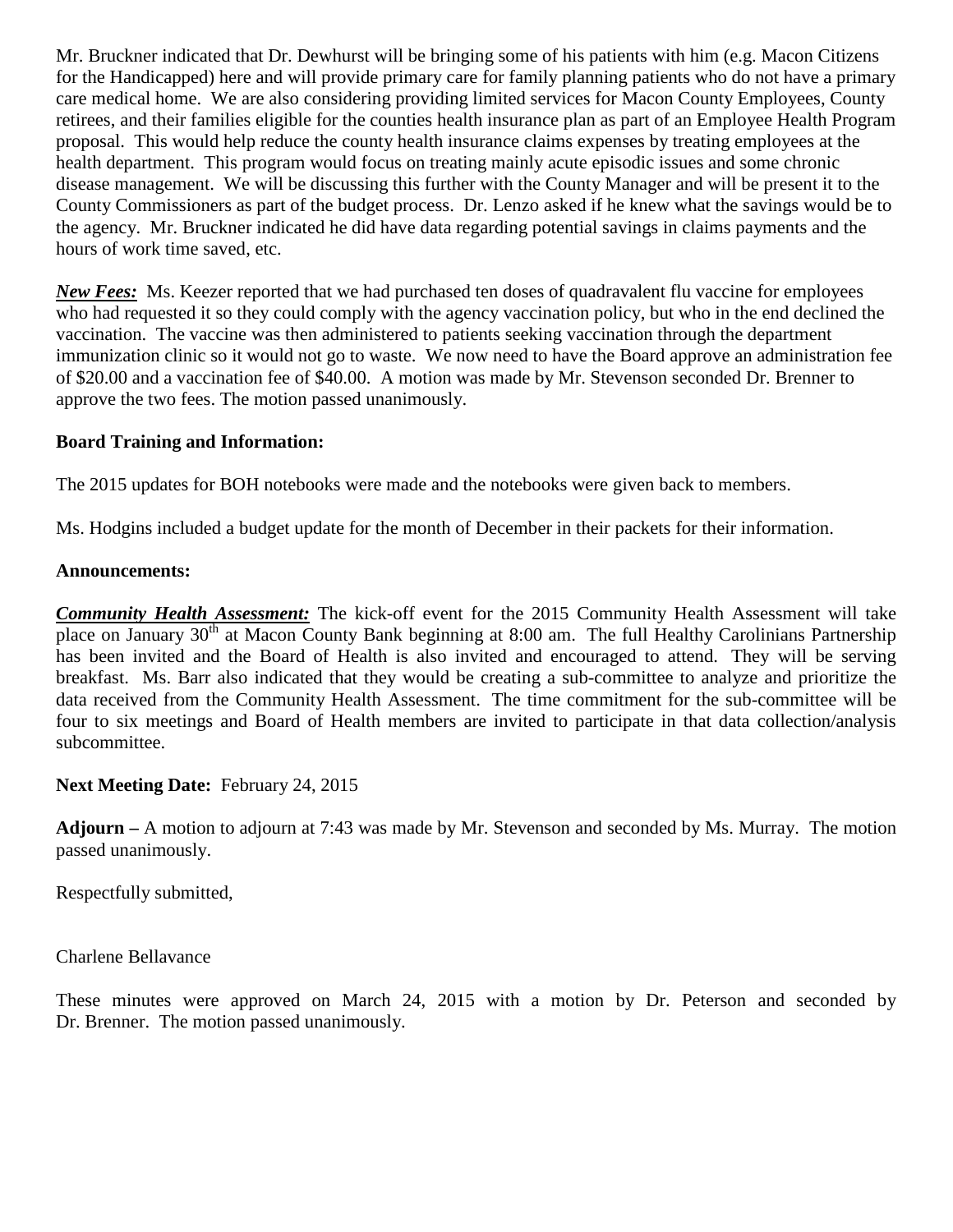Mr. Bruckner indicated that Dr. Dewhurst will be bringing some of his patients with him (e.g. Macon Citizens for the Handicapped) here and will provide primary care for family planning patients who do not have a primary care medical home. We are also considering providing limited services for Macon County Employees, County retirees, and their families eligible for the counties health insurance plan as part of an Employee Health Program proposal. This would help reduce the county health insurance claims expenses by treating employees at the health department. This program would focus on treating mainly acute episodic issues and some chronic disease management. We will be discussing this further with the County Manager and will be present it to the County Commissioners as part of the budget process. Dr. Lenzo asked if he knew what the savings would be to the agency. Mr. Bruckner indicated he did have data regarding potential savings in claims payments and the hours of work time saved, etc.

***New Fees:*** Ms. Keezer reported that we had purchased ten doses of quadravalent flu vaccine for employees who had requested it so they could comply with the agency vaccination policy, but who in the end declined the vaccination. The vaccine was then administered to patients seeking vaccination through the department immunization clinic so it would not go to waste. We now need to have the Board approve an administration fee of $20.00 and a vaccination fee of $40.00. A motion was made by Mr. Stevenson seconded Dr. Brenner to approve the two fees. The motion passed unanimously.

**Board Training and Information:**

The 2015 updates for BOH notebooks were made and the notebooks were given back to members.

Ms. Hodgins included a budget update for the month of December in their packets for their information.

**Announcements:**

***Community Health Assessment:*** The kick-off event for the 2015 Community Health Assessment will take place on January 30th at Macon County Bank beginning at 8:00 am. The full Healthy Carolinians Partnership has been invited and the Board of Health is also invited and encouraged to attend. They will be serving breakfast. Ms. Barr also indicated that they would be creating a sub-committee to analyze and prioritize the data received from the Community Health Assessment. The time commitment for the sub-committee will be four to six meetings and Board of Health members are invited to participate in that data collection/analysis subcommittee.

**Next Meeting Date:** February 24, 2015

**Adjourn –** A motion to adjourn at 7:43 was made by Mr. Stevenson and seconded by Ms. Murray. The motion passed unanimously.

Respectfully submitted,

Charlene Bellavance

These minutes were approved on March 24, 2015 with a motion by Dr. Peterson and seconded by Dr. Brenner. The motion passed unanimously.